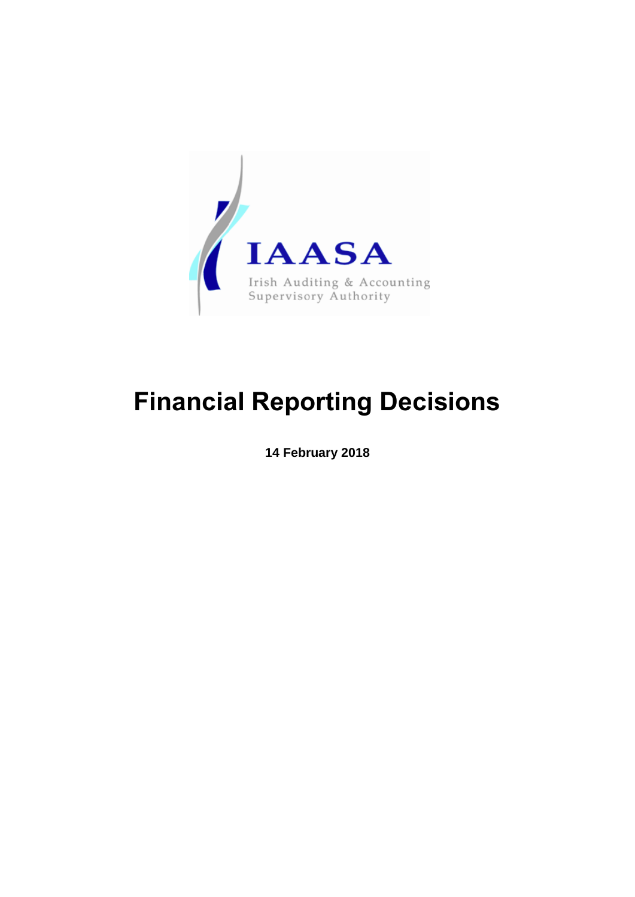IAASA

Irish Auditing & Accounting Supervisory Authority

# Financial Reporting Decisions

**14 February 2018**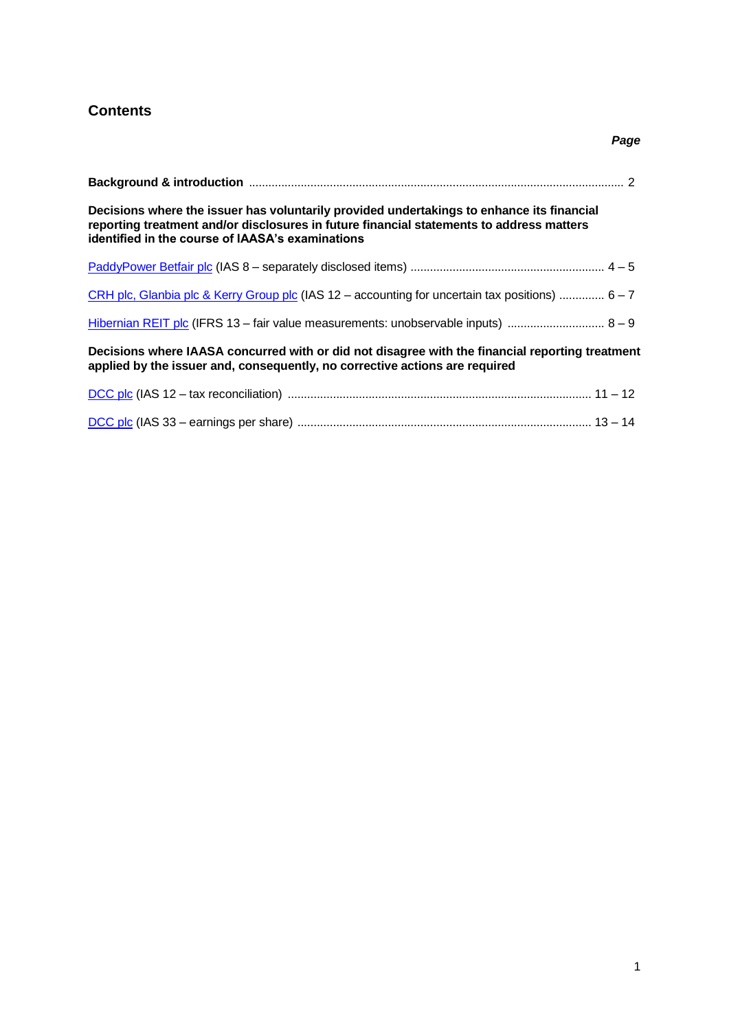## Contents

| | *Page* |
|---|---|
| **Background & introduction** | 2 |
| **Decisions where the issuer has voluntarily provided undertakings to enhance its financial reporting treatment and/or disclosures in future financial statements to address matters identified in the course of IAASA's examinations** | |
| PaddyPower Betfair plc (IAS 8 – separately disclosed items) | 4 – 5 |
| CRH plc, Glanbia plc & Kerry Group plc (IAS 12 – accounting for uncertain tax positions) | 6 – 7 |
| Hibernian REIT plc (IFRS 13 – fair value measurements: unobservable inputs) | 8 – 9 |
| **Decisions where IAASA concurred with or did not disagree with the financial reporting treatment applied by the issuer and, consequently, no corrective actions are required** | |
| DCC plc (IAS 12 – tax reconciliation) | 11 – 12 |
| DCC plc (IAS 33 – earnings per share) | 13 – 14 |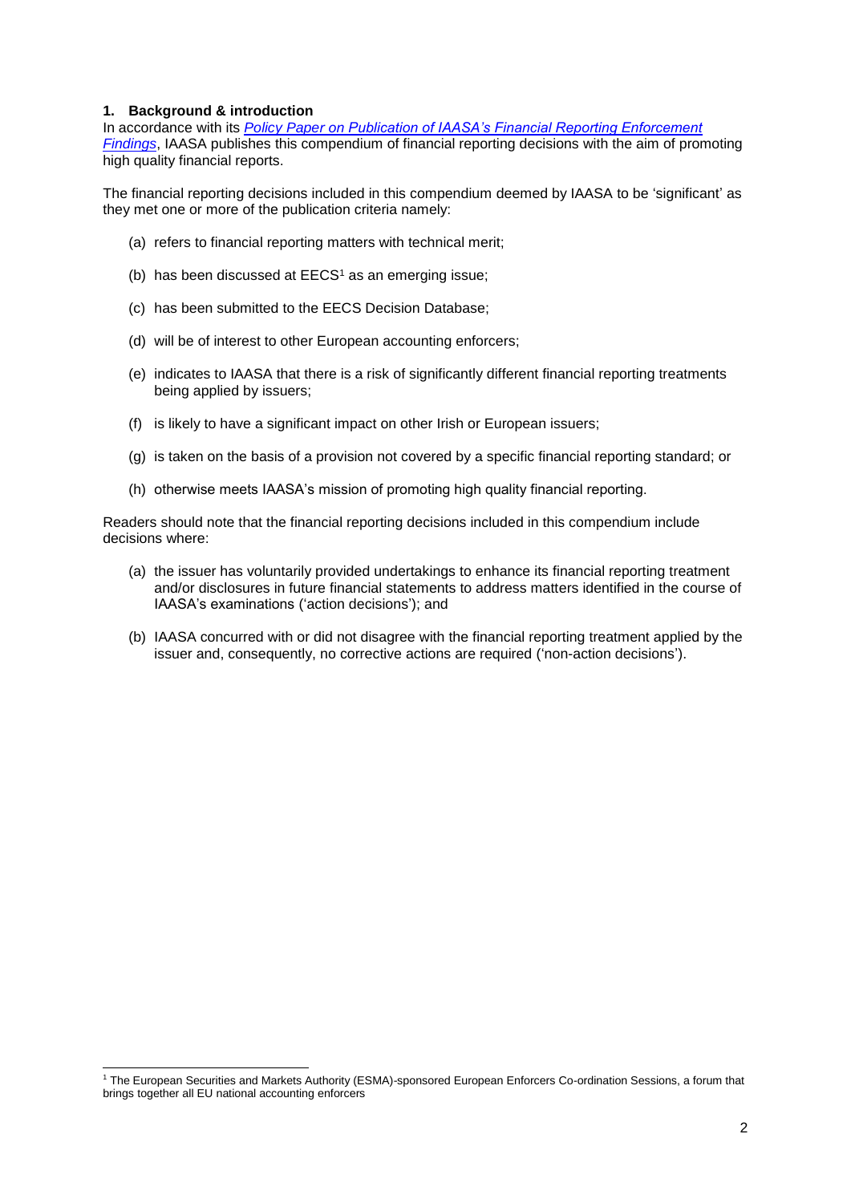## 1. Background & introduction

In accordance with its *Policy Paper on Publication of IAASA's Financial Reporting Enforcement Findings*, IAASA publishes this compendium of financial reporting decisions with the aim of promoting high quality financial reports.

The financial reporting decisions included in this compendium deemed by IAASA to be 'significant' as they met one or more of the publication criteria namely:

(a) refers to financial reporting matters with technical merit;

(b) has been discussed at EECS[1] as an emerging issue;

(c) has been submitted to the EECS Decision Database;

(d) will be of interest to other European accounting enforcers;

(e) indicates to IAASA that there is a risk of significantly different financial reporting treatments being applied by issuers;

(f) is likely to have a significant impact on other Irish or European issuers;

(g) is taken on the basis of a provision not covered by a specific financial reporting standard; or

(h) otherwise meets IAASA's mission of promoting high quality financial reporting.

Readers should note that the financial reporting decisions included in this compendium include decisions where:

(a) the issuer has voluntarily provided undertakings to enhance its financial reporting treatment and/or disclosures in future financial statements to address matters identified in the course of IAASA's examinations ('action decisions'); and

(b) IAASA concurred with or did not disagree with the financial reporting treatment applied by the issuer and, consequently, no corrective actions are required ('non-action decisions').

[1] The European Securities and Markets Authority (ESMA)-sponsored European Enforcers Co-ordination Sessions, a forum that brings together all EU national accounting enforcers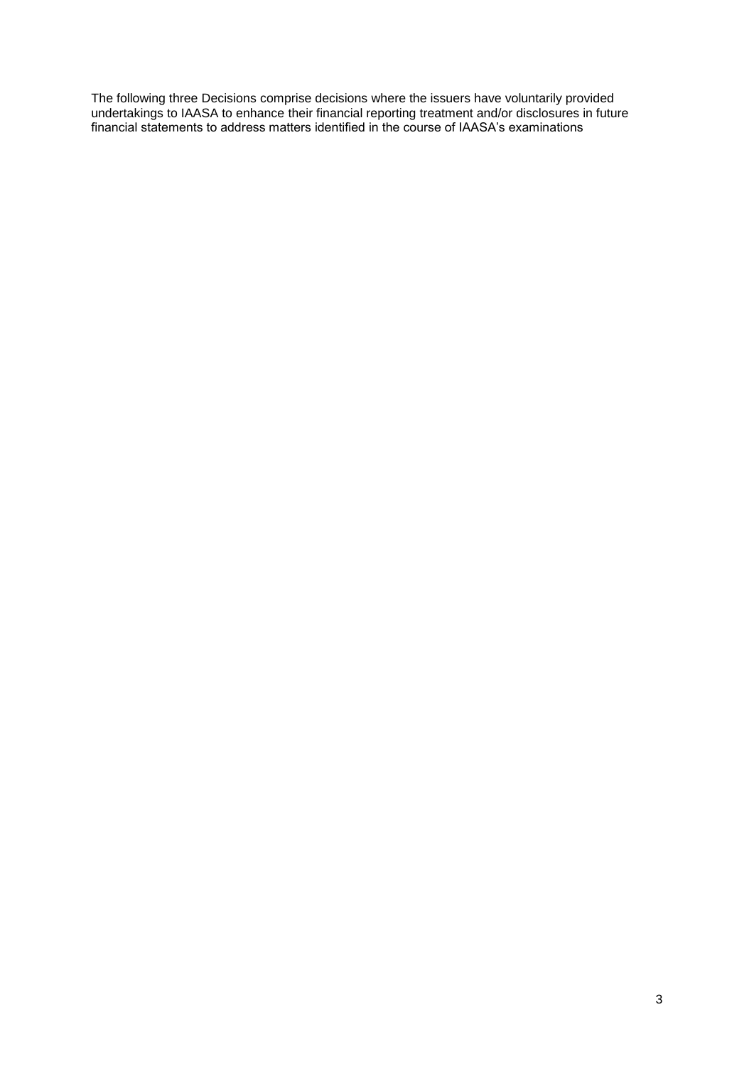The following three Decisions comprise decisions where the issuers have voluntarily provided undertakings to IAASA to enhance their financial reporting treatment and/or disclosures in future financial statements to address matters identified in the course of IAASA's examinations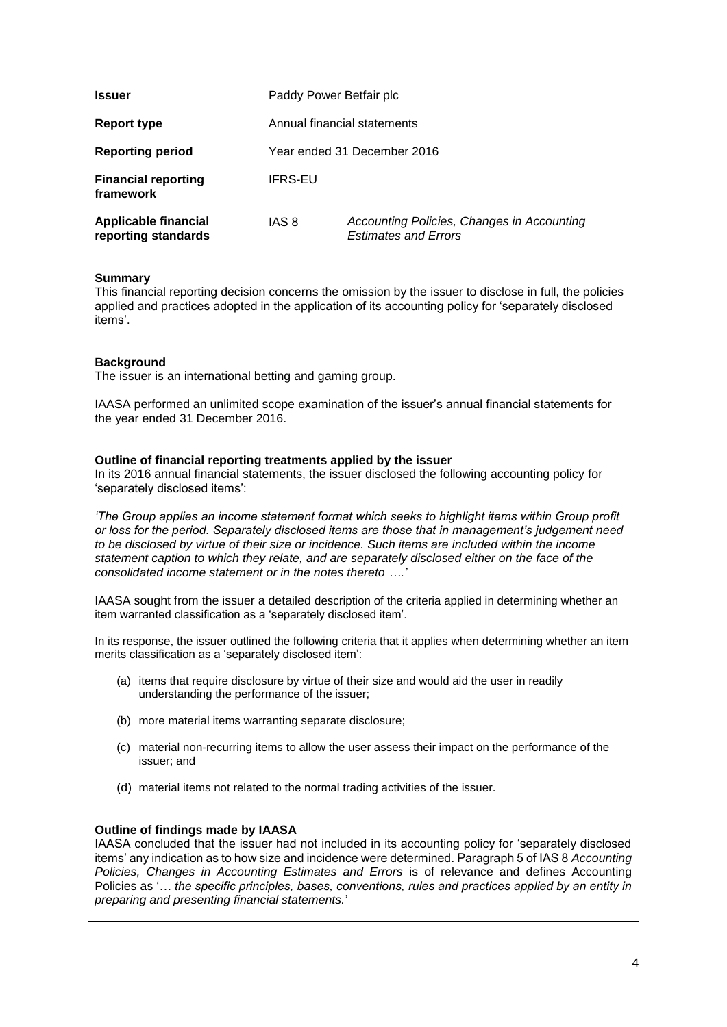| | | |
|---|---|---|
| **Issuer** | Paddy Power Betfair plc | |
| **Report type** | Annual financial statements | |
| **Reporting period** | Year ended 31 December 2016 | |
| **Financial reporting framework** | IFRS-EU | |
| **Applicable financial reporting standards** | IAS 8 | *Accounting Policies, Changes in Accounting Estimates and Errors* |

**Summary**

This financial reporting decision concerns the omission by the issuer to disclose in full, the policies applied and practices adopted in the application of its accounting policy for 'separately disclosed items'.

**Background**

The issuer is an international betting and gaming group.

IAASA performed an unlimited scope examination of the issuer's annual financial statements for the year ended 31 December 2016.

**Outline of financial reporting treatments applied by the issuer**

In its 2016 annual financial statements, the issuer disclosed the following accounting policy for 'separately disclosed items':

*'The Group applies an income statement format which seeks to highlight items within Group profit or loss for the period. Separately disclosed items are those that in management's judgement need to be disclosed by virtue of their size or incidence. Such items are included within the income statement caption to which they relate, and are separately disclosed either on the face of the consolidated income statement or in the notes thereto ….'*

IAASA sought from the issuer a detailed description of the criteria applied in determining whether an item warranted classification as a 'separately disclosed item'.

In its response, the issuer outlined the following criteria that it applies when determining whether an item merits classification as a 'separately disclosed item':

(a) items that require disclosure by virtue of their size and would aid the user in readily understanding the performance of the issuer;

(b) more material items warranting separate disclosure;

(c) material non-recurring items to allow the user assess their impact on the performance of the issuer; and

(d) material items not related to the normal trading activities of the issuer.

**Outline of findings made by IAASA**

IAASA concluded that the issuer had not included in its accounting policy for 'separately disclosed items' any indication as to how size and incidence were determined. Paragraph 5 of IAS 8 *Accounting Policies, Changes in Accounting Estimates and Errors* is of relevance and defines Accounting Policies as '*… the specific principles, bases, conventions, rules and practices applied by an entity in preparing and presenting financial statements.*'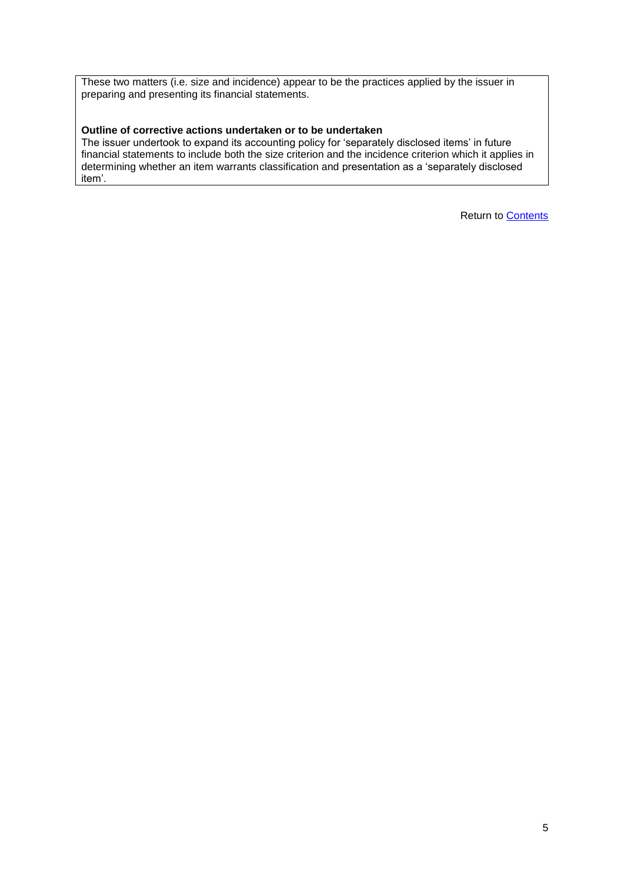These two matters (i.e. size and incidence) appear to be the practices applied by the issuer in preparing and presenting its financial statements.

**Outline of corrective actions undertaken or to be undertaken**

The issuer undertook to expand its accounting policy for 'separately disclosed items' in future financial statements to include both the size criterion and the incidence criterion which it applies in determining whether an item warrants classification and presentation as a 'separately disclosed item'.

Return to Contents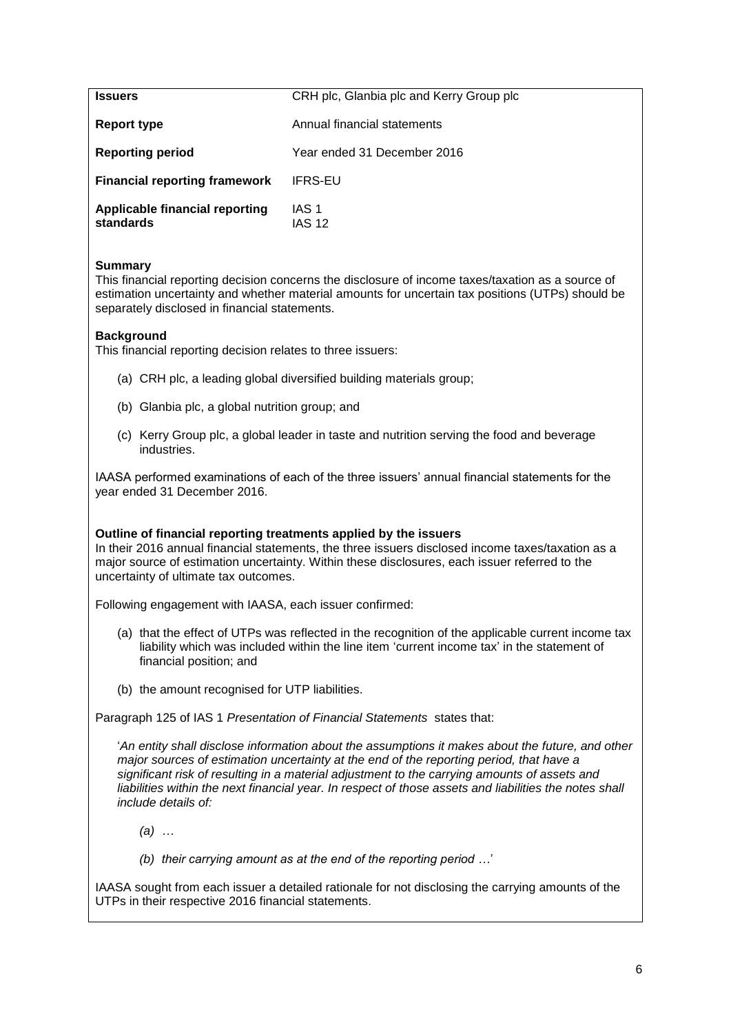| | |
|---|---|
| **Issuers** | CRH plc, Glanbia plc and Kerry Group plc |
| **Report type** | Annual financial statements |
| **Reporting period** | Year ended 31 December 2016 |
| **Financial reporting framework** | IFRS-EU |
| **Applicable financial reporting standards** | IAS 1<br>IAS 12 |

**Summary**

This financial reporting decision concerns the disclosure of income taxes/taxation as a source of estimation uncertainty and whether material amounts for uncertain tax positions (UTPs) should be separately disclosed in financial statements.

**Background**

This financial reporting decision relates to three issuers:

(a) CRH plc, a leading global diversified building materials group;

(b) Glanbia plc, a global nutrition group; and

(c) Kerry Group plc, a global leader in taste and nutrition serving the food and beverage industries.

IAASA performed examinations of each of the three issuers' annual financial statements for the year ended 31 December 2016.

**Outline of financial reporting treatments applied by the issuers**

In their 2016 annual financial statements, the three issuers disclosed income taxes/taxation as a major source of estimation uncertainty. Within these disclosures, each issuer referred to the uncertainty of ultimate tax outcomes.

Following engagement with IAASA, each issuer confirmed:

(a) that the effect of UTPs was reflected in the recognition of the applicable current income tax liability which was included within the line item 'current income tax' in the statement of financial position; and

(b) the amount recognised for UTP liabilities.

Paragraph 125 of IAS 1 *Presentation of Financial Statements* states that:

'*An entity shall disclose information about the assumptions it makes about the future, and other major sources of estimation uncertainty at the end of the reporting period, that have a significant risk of resulting in a material adjustment to the carrying amounts of assets and liabilities within the next financial year. In respect of those assets and liabilities the notes shall include details of:*

*(a) …*

*(b) their carrying amount as at the end of the reporting period …*'

IAASA sought from each issuer a detailed rationale for not disclosing the carrying amounts of the UTPs in their respective 2016 financial statements.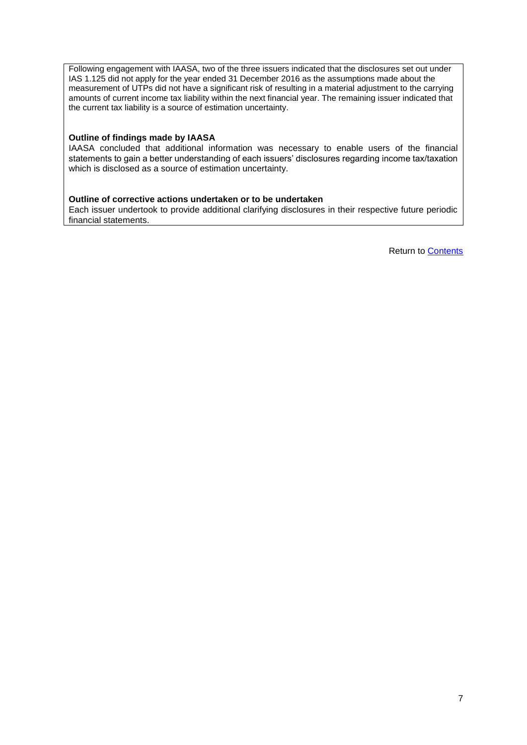Following engagement with IAASA, two of the three issuers indicated that the disclosures set out under IAS 1.125 did not apply for the year ended 31 December 2016 as the assumptions made about the measurement of UTPs did not have a significant risk of resulting in a material adjustment to the carrying amounts of current income tax liability within the next financial year. The remaining issuer indicated that the current tax liability is a source of estimation uncertainty.

**Outline of findings made by IAASA**

IAASA concluded that additional information was necessary to enable users of the financial statements to gain a better understanding of each issuers' disclosures regarding income tax/taxation which is disclosed as a source of estimation uncertainty.

**Outline of corrective actions undertaken or to be undertaken**

Each issuer undertook to provide additional clarifying disclosures in their respective future periodic financial statements.

Return to Contents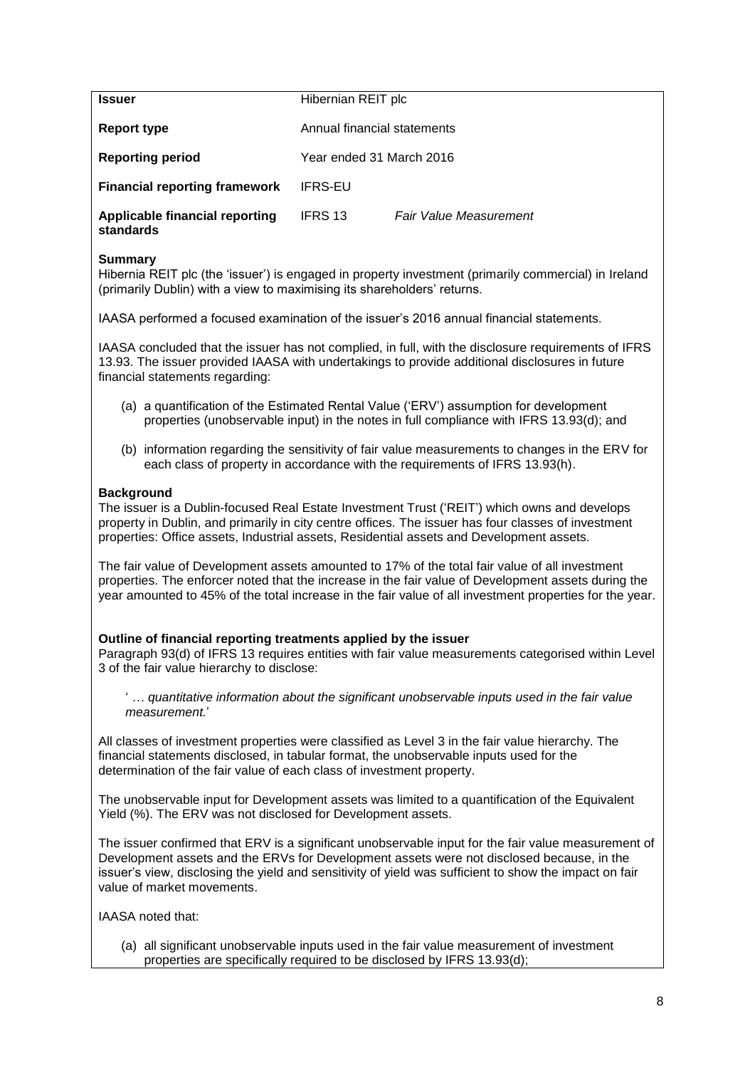| | | |
|---|---|---|
| **Issuer** | Hibernian REIT plc | |
| **Report type** | Annual financial statements | |
| **Reporting period** | Year ended 31 March 2016 | |
| **Financial reporting framework** | IFRS-EU | |
| **Applicable financial reporting standards** | IFRS 13 | *Fair Value Measurement* |

**Summary**

Hibernia REIT plc (the 'issuer') is engaged in property investment (primarily commercial) in Ireland (primarily Dublin) with a view to maximising its shareholders' returns.

IAASA performed a focused examination of the issuer's 2016 annual financial statements.

IAASA concluded that the issuer has not complied, in full, with the disclosure requirements of IFRS 13.93. The issuer provided IAASA with undertakings to provide additional disclosures in future financial statements regarding:

(a) a quantification of the Estimated Rental Value ('ERV') assumption for development properties (unobservable input) in the notes in full compliance with IFRS 13.93(d); and

(b) information regarding the sensitivity of fair value measurements to changes in the ERV for each class of property in accordance with the requirements of IFRS 13.93(h).

**Background**

The issuer is a Dublin-focused Real Estate Investment Trust ('REIT') which owns and develops property in Dublin, and primarily in city centre offices. The issuer has four classes of investment properties: Office assets, Industrial assets, Residential assets and Development assets.

The fair value of Development assets amounted to 17% of the total fair value of all investment properties. The enforcer noted that the increase in the fair value of Development assets during the year amounted to 45% of the total increase in the fair value of all investment properties for the year.

**Outline of financial reporting treatments applied by the issuer**

Paragraph 93(d) of IFRS 13 requires entities with fair value measurements categorised within Level 3 of the fair value hierarchy to disclose:

> ' *… quantitative information about the significant unobservable inputs used in the fair value measurement.*'

All classes of investment properties were classified as Level 3 in the fair value hierarchy. The financial statements disclosed, in tabular format, the unobservable inputs used for the determination of the fair value of each class of investment property.

The unobservable input for Development assets was limited to a quantification of the Equivalent Yield (%). The ERV was not disclosed for Development assets.

The issuer confirmed that ERV is a significant unobservable input for the fair value measurement of Development assets and the ERVs for Development assets were not disclosed because, in the issuer's view, disclosing the yield and sensitivity of yield was sufficient to show the impact on fair value of market movements.

IAASA noted that:

(a) all significant unobservable inputs used in the fair value measurement of investment properties are specifically required to be disclosed by IFRS 13.93(d);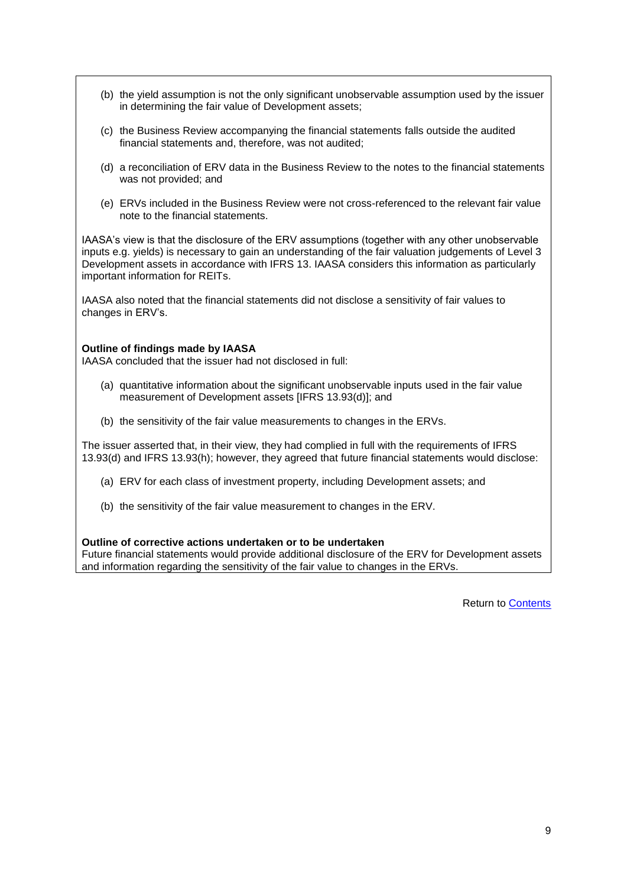(b) the yield assumption is not the only significant unobservable assumption used by the issuer in determining the fair value of Development assets;

(c) the Business Review accompanying the financial statements falls outside the audited financial statements and, therefore, was not audited;

(d) a reconciliation of ERV data in the Business Review to the notes to the financial statements was not provided; and

(e) ERVs included in the Business Review were not cross-referenced to the relevant fair value note to the financial statements.

IAASA's view is that the disclosure of the ERV assumptions (together with any other unobservable inputs e.g. yields) is necessary to gain an understanding of the fair valuation judgements of Level 3 Development assets in accordance with IFRS 13. IAASA considers this information as particularly important information for REITs.

IAASA also noted that the financial statements did not disclose a sensitivity of fair values to changes in ERV's.

**Outline of findings made by IAASA**

IAASA concluded that the issuer had not disclosed in full:

(a) quantitative information about the significant unobservable inputs used in the fair value measurement of Development assets [IFRS 13.93(d)]; and

(b) the sensitivity of the fair value measurements to changes in the ERVs.

The issuer asserted that, in their view, they had complied in full with the requirements of IFRS 13.93(d) and IFRS 13.93(h); however, they agreed that future financial statements would disclose:

(a) ERV for each class of investment property, including Development assets; and

(b) the sensitivity of the fair value measurement to changes in the ERV.

**Outline of corrective actions undertaken or to be undertaken**

Future financial statements would provide additional disclosure of the ERV for Development assets and information regarding the sensitivity of the fair value to changes in the ERVs.

Return to Contents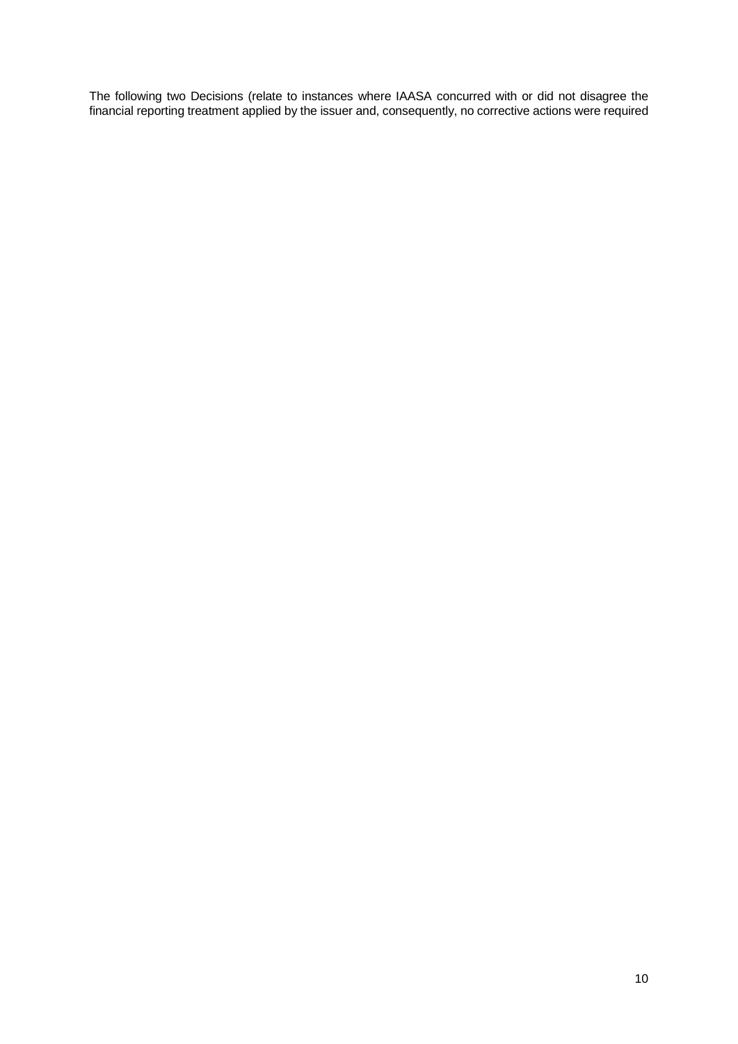The following two Decisions (relate to instances where IAASA concurred with or did not disagree the financial reporting treatment applied by the issuer and, consequently, no corrective actions were required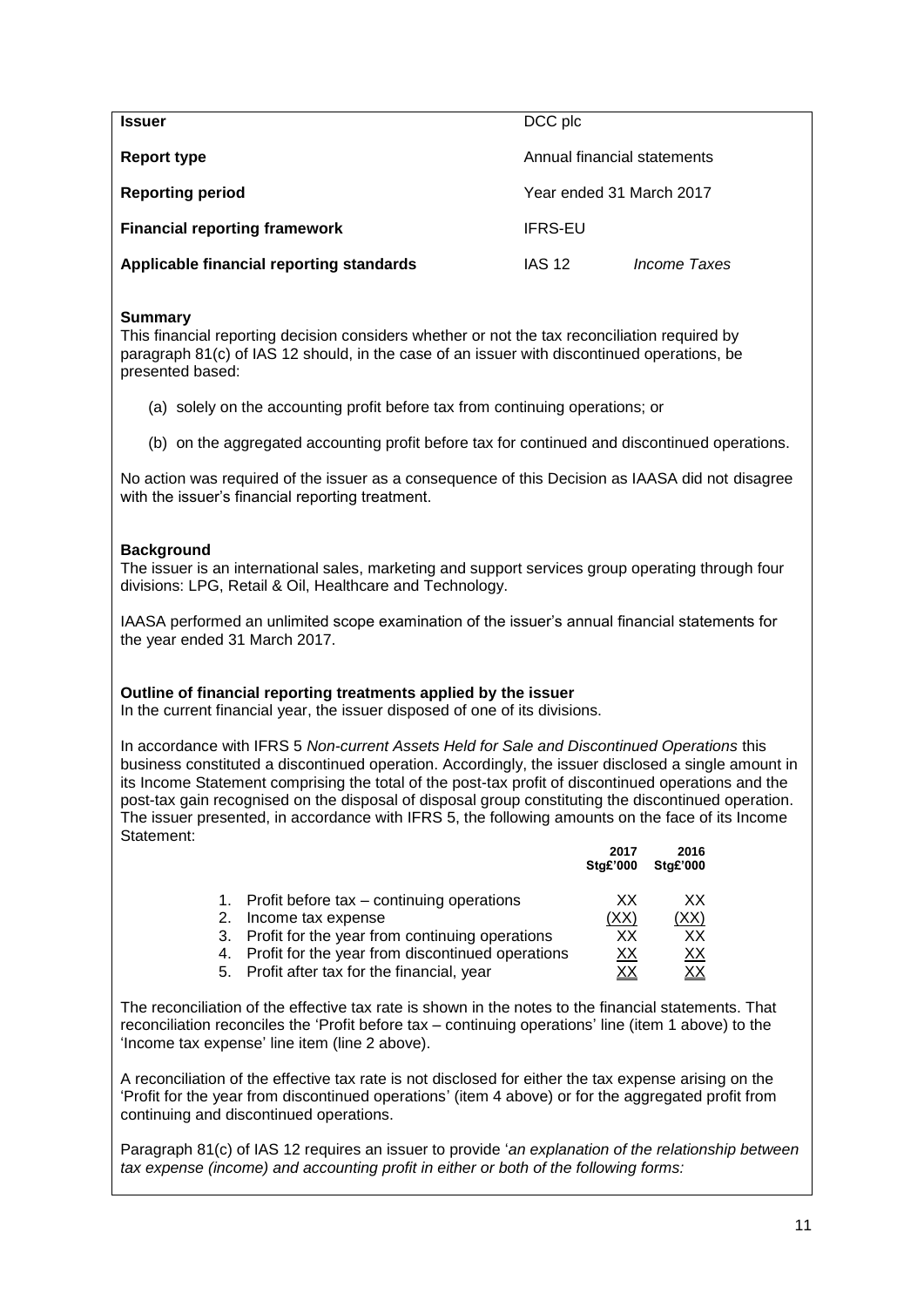| | |
|---|---|
| **Issuer** | DCC plc |
| **Report type** | Annual financial statements |
| **Reporting period** | Year ended 31 March 2017 |
| **Financial reporting framework** | IFRS-EU |
| **Applicable financial reporting standards** | IAS 12 *Income Taxes* |

**Summary**

This financial reporting decision considers whether or not the tax reconciliation required by paragraph 81(c) of IAS 12 should, in the case of an issuer with discontinued operations, be presented based:

(a) solely on the accounting profit before tax from continuing operations; or

(b) on the aggregated accounting profit before tax for continued and discontinued operations.

No action was required of the issuer as a consequence of this Decision as IAASA did not disagree with the issuer's financial reporting treatment.

**Background**

The issuer is an international sales, marketing and support services group operating through four divisions: LPG, Retail & Oil, Healthcare and Technology.

IAASA performed an unlimited scope examination of the issuer's annual financial statements for the year ended 31 March 2017.

**Outline of financial reporting treatments applied by the issuer**

In the current financial year, the issuer disposed of one of its divisions.

In accordance with IFRS 5 *Non-current Assets Held for Sale and Discontinued Operations* this business constituted a discontinued operation. Accordingly, the issuer disclosed a single amount in its Income Statement comprising the total of the post-tax profit of discontinued operations and the post-tax gain recognised on the disposal of disposal group constituting the discontinued operation. The issuer presented, in accordance with IFRS 5, the following amounts on the face of its Income Statement:

| | 2017 Stg£'000 | 2016 Stg£'000 |
|---|---|---|
| 1. Profit before tax – continuing operations | XX | XX |
| 2. Income tax expense | (XX) | (XX) |
| 3. Profit for the year from continuing operations | XX | XX |
| 4. Profit for the year from discontinued operations | XX | XX |
| 5. Profit after tax for the financial, year | XX | XX |

The reconciliation of the effective tax rate is shown in the notes to the financial statements. That reconciliation reconciles the 'Profit before tax – continuing operations' line (item 1 above) to the 'Income tax expense' line item (line 2 above).

A reconciliation of the effective tax rate is not disclosed for either the tax expense arising on the 'Profit for the year from discontinued operations' (item 4 above) or for the aggregated profit from continuing and discontinued operations.

Paragraph 81(c) of IAS 12 requires an issuer to provide '*an explanation of the relationship between tax expense (income) and accounting profit in either or both of the following forms:*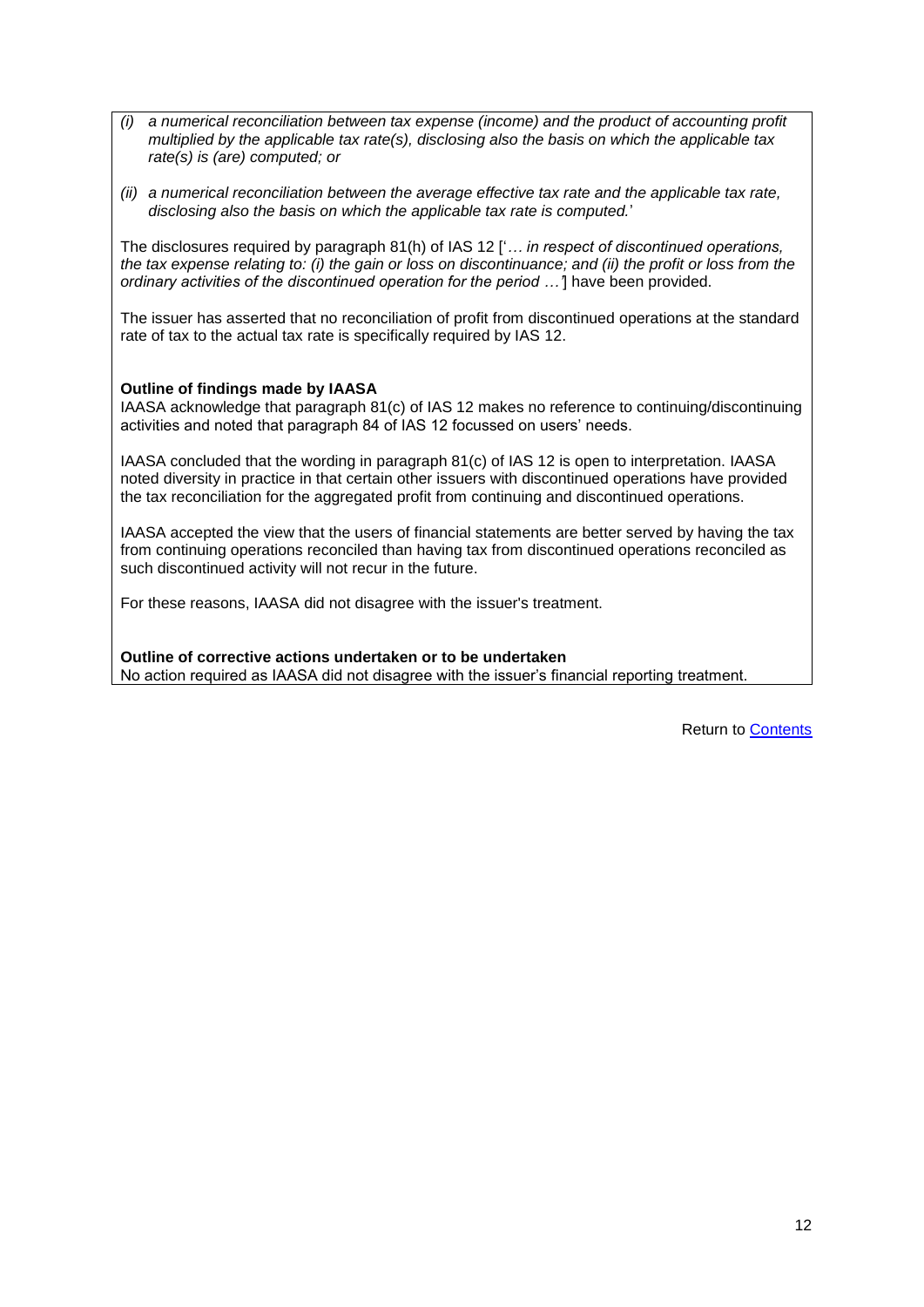*(i) a numerical reconciliation between tax expense (income) and the product of accounting profit multiplied by the applicable tax rate(s), disclosing also the basis on which the applicable tax rate(s) is (are) computed; or*

*(ii) a numerical reconciliation between the average effective tax rate and the applicable tax rate, disclosing also the basis on which the applicable tax rate is computed.*'

The disclosures required by paragraph 81(h) of IAS 12 ['*… in respect of discontinued operations, the tax expense relating to: (i) the gain or loss on discontinuance; and (ii) the profit or loss from the ordinary activities of the discontinued operation for the period …*'] have been provided.

The issuer has asserted that no reconciliation of profit from discontinued operations at the standard rate of tax to the actual tax rate is specifically required by IAS 12.

**Outline of findings made by IAASA**

IAASA acknowledge that paragraph 81(c) of IAS 12 makes no reference to continuing/discontinuing activities and noted that paragraph 84 of IAS 12 focussed on users' needs.

IAASA concluded that the wording in paragraph 81(c) of IAS 12 is open to interpretation. IAASA noted diversity in practice in that certain other issuers with discontinued operations have provided the tax reconciliation for the aggregated profit from continuing and discontinued operations.

IAASA accepted the view that the users of financial statements are better served by having the tax from continuing operations reconciled than having tax from discontinued operations reconciled as such discontinued activity will not recur in the future.

For these reasons, IAASA did not disagree with the issuer's treatment.

**Outline of corrective actions undertaken or to be undertaken**

No action required as IAASA did not disagree with the issuer's financial reporting treatment.

Return to Contents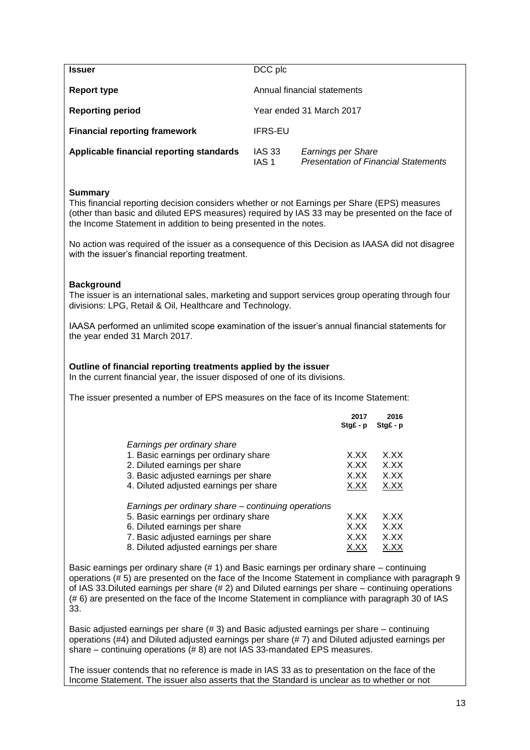| | |
|---|---|
| **Issuer** | DCC plc |
| **Report type** | Annual financial statements |
| **Reporting period** | Year ended 31 March 2017 |
| **Financial reporting framework** | IFRS-EU |
| **Applicable financial reporting standards** | IAS 33 *Earnings per Share*<br>IAS 1 *Presentation of Financial Statements* |

**Summary**

This financial reporting decision considers whether or not Earnings per Share (EPS) measures (other than basic and diluted EPS measures) required by IAS 33 may be presented on the face of the Income Statement in addition to being presented in the notes.

No action was required of the issuer as a consequence of this Decision as IAASA did not disagree with the issuer's financial reporting treatment.

**Background**

The issuer is an international sales, marketing and support services group operating through four divisions: LPG, Retail & Oil, Healthcare and Technology.

IAASA performed an unlimited scope examination of the issuer's annual financial statements for the year ended 31 March 2017.

**Outline of financial reporting treatments applied by the issuer**

In the current financial year, the issuer disposed of one of its divisions.

The issuer presented a number of EPS measures on the face of its Income Statement:

| | **2017**<br>**Stg£ - p** | **2016**<br>**Stg£ - p** |
|---|---|---|
| *Earnings per ordinary share* | | |
| 1. Basic earnings per ordinary share | X.XX | X.XX |
| 2. Diluted earnings per share | X.XX | X.XX |
| 3. Basic adjusted earnings per share | X.XX | X.XX |
| 4. Diluted adjusted earnings per share | X.XX | X.XX |
| *Earnings per ordinary share – continuing operations* | | |
| 5. Basic earnings per ordinary share | X.XX | X.XX |
| 6. Diluted earnings per share | X.XX | X.XX |
| 7. Basic adjusted earnings per share | X.XX | X.XX |
| 8. Diluted adjusted earnings per share | X.XX | X.XX |

Basic earnings per ordinary share (# 1) and Basic earnings per ordinary share – continuing operations (# 5) are presented on the face of the Income Statement in compliance with paragraph 9 of IAS 33.Diluted earnings per share (# 2) and Diluted earnings per share – continuing operations (# 6) are presented on the face of the Income Statement in compliance with paragraph 30 of IAS 33.

Basic adjusted earnings per share (# 3) and Basic adjusted earnings per share – continuing operations (#4) and Diluted adjusted earnings per share (# 7) and Diluted adjusted earnings per share – continuing operations (# 8) are not IAS 33-mandated EPS measures.

The issuer contends that no reference is made in IAS 33 as to presentation on the face of the Income Statement. The issuer also asserts that the Standard is unclear as to whether or not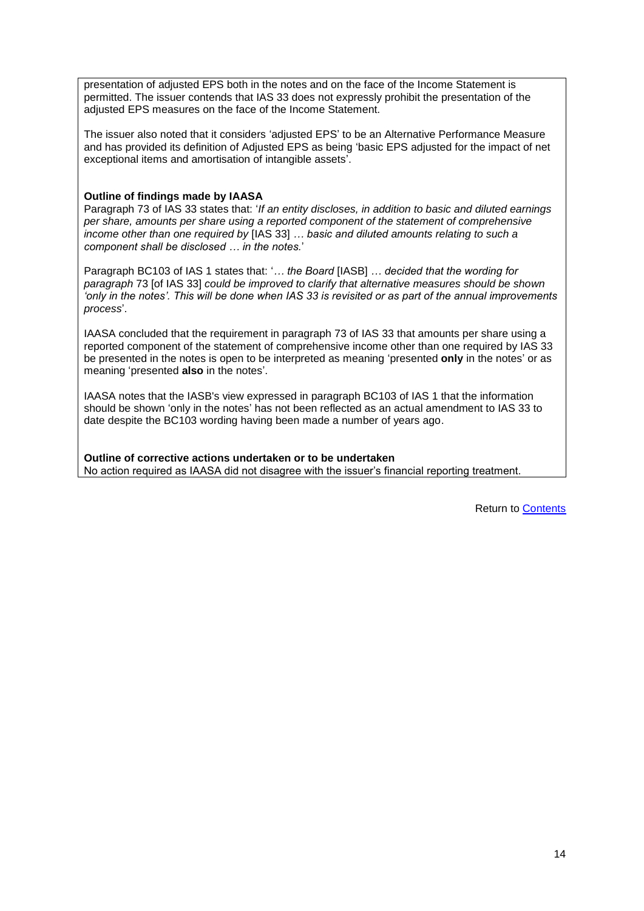presentation of adjusted EPS both in the notes and on the face of the Income Statement is permitted. The issuer contends that IAS 33 does not expressly prohibit the presentation of the adjusted EPS measures on the face of the Income Statement.

The issuer also noted that it considers 'adjusted EPS' to be an Alternative Performance Measure and has provided its definition of Adjusted EPS as being 'basic EPS adjusted for the impact of net exceptional items and amortisation of intangible assets'.

**Outline of findings made by IAASA**

Paragraph 73 of IAS 33 states that: '*If an entity discloses, in addition to basic and diluted earnings per share, amounts per share using a reported component of the statement of comprehensive income other than one required by* [IAS 33] *… basic and diluted amounts relating to such a component shall be disclosed … in the notes.*'

Paragraph BC103 of IAS 1 states that: '*… the Board* [IASB] *… decided that the wording for paragraph* 73 [of IAS 33] *could be improved to clarify that alternative measures should be shown 'only in the notes'. This will be done when IAS 33 is revisited or as part of the annual improvements process*'.

IAASA concluded that the requirement in paragraph 73 of IAS 33 that amounts per share using a reported component of the statement of comprehensive income other than one required by IAS 33 be presented in the notes is open to be interpreted as meaning 'presented **only** in the notes' or as meaning 'presented **also** in the notes'.

IAASA notes that the IASB's view expressed in paragraph BC103 of IAS 1 that the information should be shown 'only in the notes' has not been reflected as an actual amendment to IAS 33 to date despite the BC103 wording having been made a number of years ago.

**Outline of corrective actions undertaken or to be undertaken**

No action required as IAASA did not disagree with the issuer's financial reporting treatment.

Return to Contents